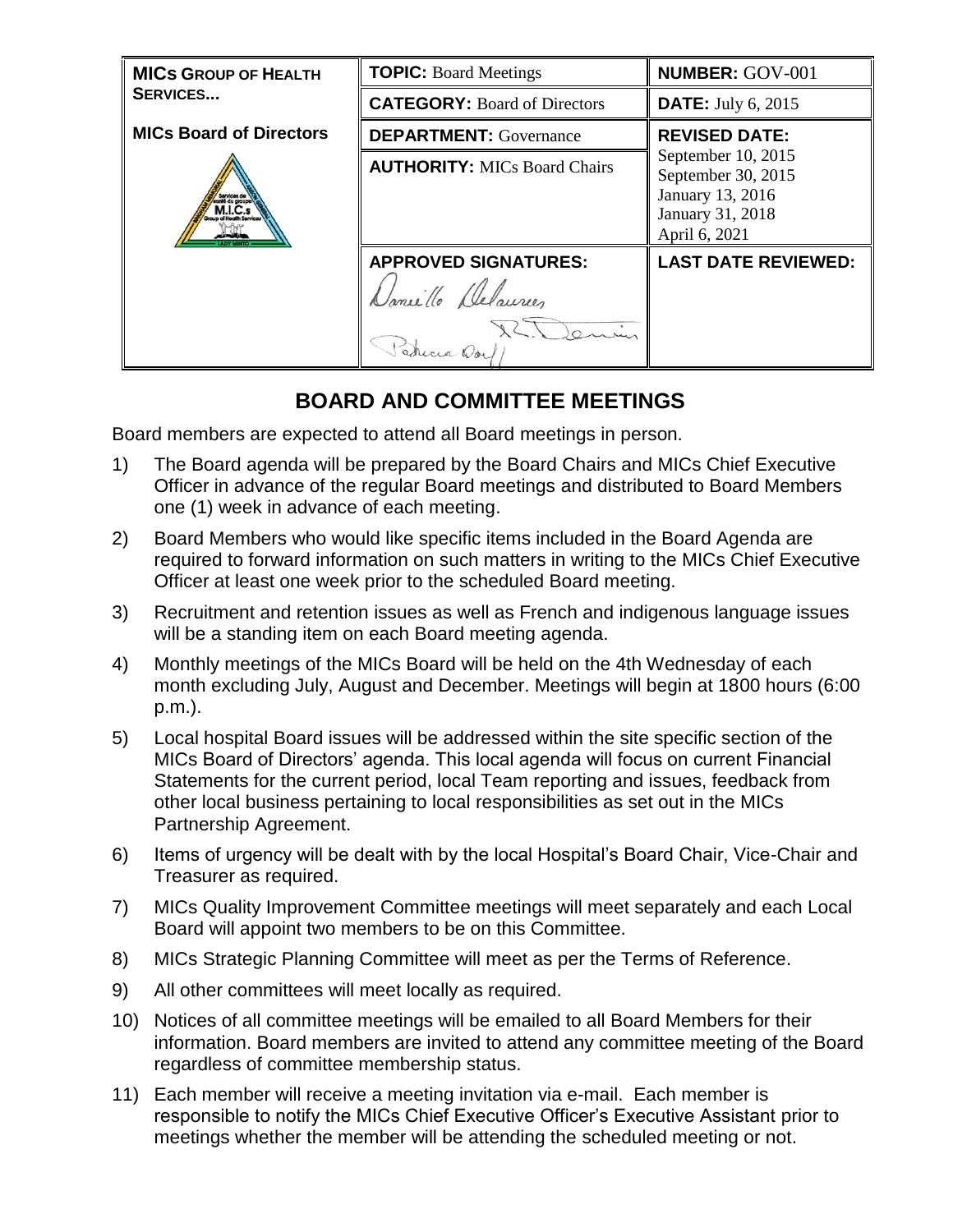| MICs GROUP OF HEALTH SERVICES... MICs Board of Directors | TOPIC: Board Meetings | NUMBER: GOV-001 |
| --- | --- | --- |
| | CATEGORY: Board of Directors | DATE: July 6, 2015 |
| | DEPARTMENT: Governance | REVISED DATE: September 10, 2015 September 30, 2015 January 13, 2016 January 31, 2018 April 6, 2021 |
| | AUTHORITY: MICs Board Chairs | |
| | APPROVED SIGNATURES: | LAST DATE REVIEWED: |

# BOARD AND COMMITTEE MEETINGS

Board members are expected to attend all Board meetings in person.

1) The Board agenda will be prepared by the Board Chairs and MICs Chief Executive Officer in advance of the regular Board meetings and distributed to Board Members one (1) week in advance of each meeting.
2) Board Members who would like specific items included in the Board Agenda are required to forward information on such matters in writing to the MICs Chief Executive Officer at least one week prior to the scheduled Board meeting.
3) Recruitment and retention issues as well as French and indigenous language issues will be a standing item on each Board meeting agenda.
4) Monthly meetings of the MICs Board will be held on the 4th Wednesday of each month excluding July, August and December. Meetings will begin at 1800 hours (6:00 p.m.).
5) Local hospital Board issues will be addressed within the site specific section of the MICs Board of Directors' agenda. This local agenda will focus on current Financial Statements for the current period, local Team reporting and issues, feedback from other local business pertaining to local responsibilities as set out in the MICs Partnership Agreement.
6) Items of urgency will be dealt with by the local Hospital's Board Chair, Vice-Chair and Treasurer as required.
7) MICs Quality Improvement Committee meetings will meet separately and each Local Board will appoint two members to be on this Committee.
8) MICs Strategic Planning Committee will meet as per the Terms of Reference.
9) All other committees will meet locally as required.
10) Notices of all committee meetings will be emailed to all Board Members for their information. Board members are invited to attend any committee meeting of the Board regardless of committee membership status.
11) Each member will receive a meeting invitation via e-mail. Each member is responsible to notify the MICs Chief Executive Officer's Executive Assistant prior to meetings whether the member will be attending the scheduled meeting or not.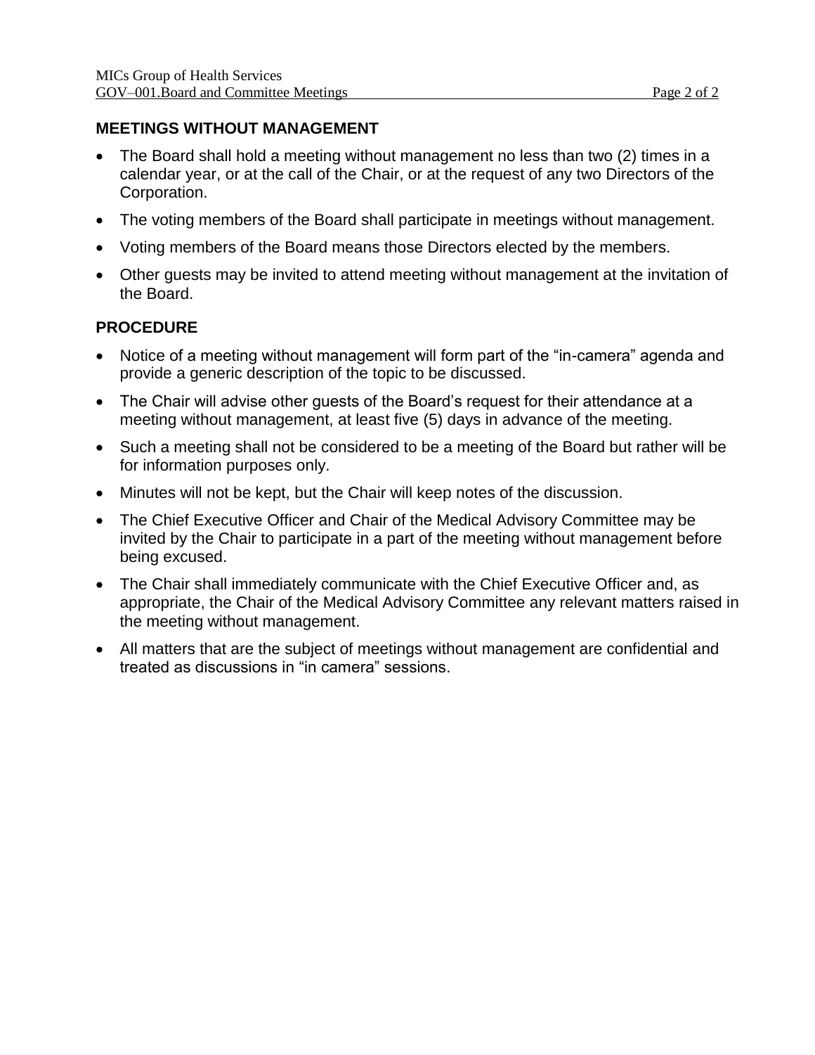## MEETINGS WITHOUT MANAGEMENT

- The Board shall hold a meeting without management no less than two (2) times in a calendar year, or at the call of the Chair, or at the request of any two Directors of the Corporation.
- The voting members of the Board shall participate in meetings without management.
- Voting members of the Board means those Directors elected by the members.
- Other guests may be invited to attend meeting without management at the invitation of the Board.

## PROCEDURE

- Notice of a meeting without management will form part of the "in-camera" agenda and provide a generic description of the topic to be discussed.
- The Chair will advise other guests of the Board's request for their attendance at a meeting without management, at least five (5) days in advance of the meeting.
- Such a meeting shall not be considered to be a meeting of the Board but rather will be for information purposes only.
- Minutes will not be kept, but the Chair will keep notes of the discussion.
- The Chief Executive Officer and Chair of the Medical Advisory Committee may be invited by the Chair to participate in a part of the meeting without management before being excused.
- The Chair shall immediately communicate with the Chief Executive Officer and, as appropriate, the Chair of the Medical Advisory Committee any relevant matters raised in the meeting without management.
- All matters that are the subject of meetings without management are confidential and treated as discussions in "in camera" sessions.